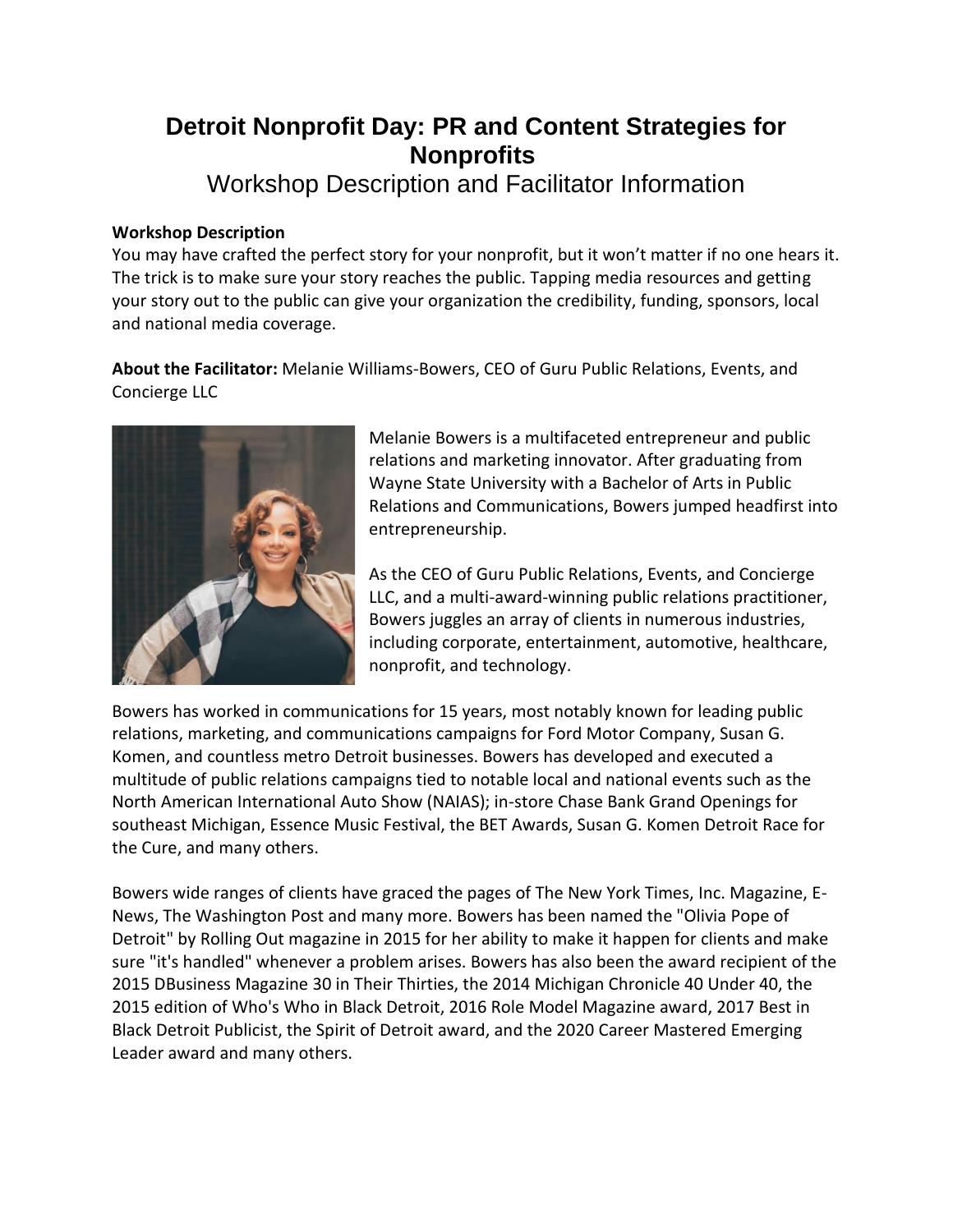# Detroit Nonprofit Day: PR and Content Strategies for Nonprofits

## Workshop Description and Facilitator Information

**Workshop Description**
You may have crafted the perfect story for your nonprofit, but it won't matter if no one hears it. The trick is to make sure your story reaches the public. Tapping media resources and getting your story out to the public can give your organization the credibility, funding, sponsors, local and national media coverage.

**About the Facilitator:** Melanie Williams-Bowers, CEO of Guru Public Relations, Events, and Concierge LLC

Melanie Bowers is a multifaceted entrepreneur and public relations and marketing innovator. After graduating from Wayne State University with a Bachelor of Arts in Public Relations and Communications, Bowers jumped headfirst into entrepreneurship.

As the CEO of Guru Public Relations, Events, and Concierge LLC, and a multi-award-winning public relations practitioner, Bowers juggles an array of clients in numerous industries, including corporate, entertainment, automotive, healthcare, nonprofit, and technology.

Bowers has worked in communications for 15 years, most notably known for leading public relations, marketing, and communications campaigns for Ford Motor Company, Susan G. Komen, and countless metro Detroit businesses. Bowers has developed and executed a multitude of public relations campaigns tied to notable local and national events such as the North American International Auto Show (NAIAS); in-store Chase Bank Grand Openings for southeast Michigan, Essence Music Festival, the BET Awards, Susan G. Komen Detroit Race for the Cure, and many others.

Bowers wide ranges of clients have graced the pages of The New York Times, Inc. Magazine, E-News, The Washington Post and many more. Bowers has been named the "Olivia Pope of Detroit" by Rolling Out magazine in 2015 for her ability to make it happen for clients and make sure "it's handled" whenever a problem arises. Bowers has also been the award recipient of the 2015 DBusiness Magazine 30 in Their Thirties, the 2014 Michigan Chronicle 40 Under 40, the 2015 edition of Who's Who in Black Detroit, 2016 Role Model Magazine award, 2017 Best in Black Detroit Publicist, the Spirit of Detroit award, and the 2020 Career Mastered Emerging Leader award and many others.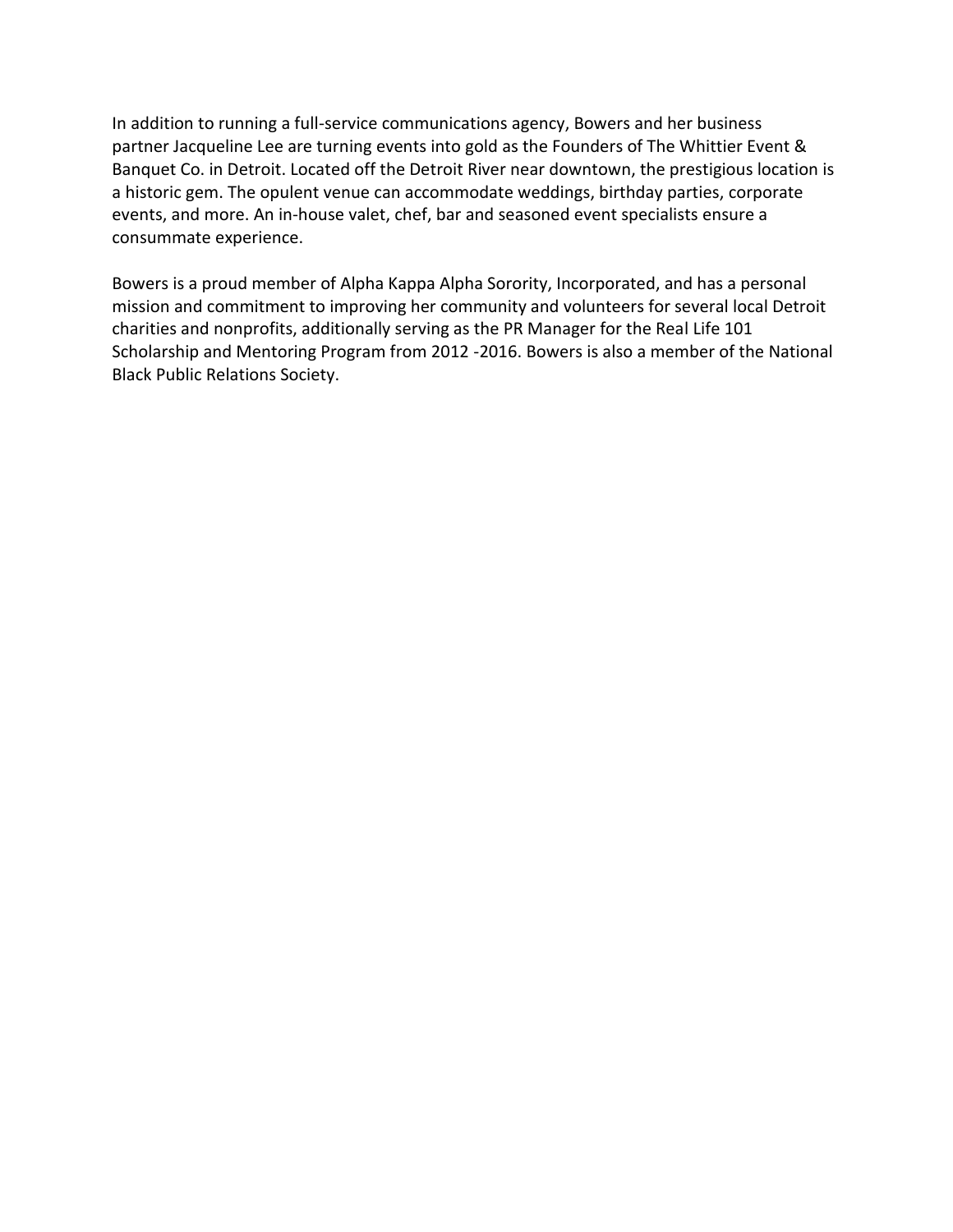In addition to running a full-service communications agency, Bowers and her business partner Jacqueline Lee are turning events into gold as the Founders of The Whittier Event & Banquet Co. in Detroit. Located off the Detroit River near downtown, the prestigious location is a historic gem. The opulent venue can accommodate weddings, birthday parties, corporate events, and more. An in-house valet, chef, bar and seasoned event specialists ensure a consummate experience.

Bowers is a proud member of Alpha Kappa Alpha Sorority, Incorporated, and has a personal mission and commitment to improving her community and volunteers for several local Detroit charities and nonprofits, additionally serving as the PR Manager for the Real Life 101 Scholarship and Mentoring Program from 2012 -2016. Bowers is also a member of the National Black Public Relations Society.